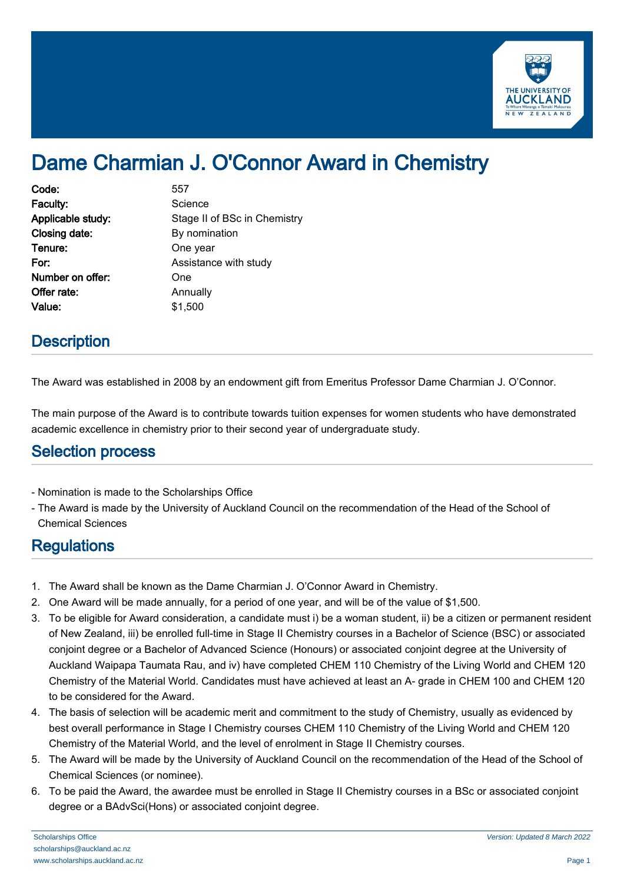# Dame Charmian J. O'Connor Award in Chemistry

| | |
|---|---|
| **Code:** | 557 |
| **Faculty:** | Science |
| **Applicable study:** | Stage II of BSc in Chemistry |
| **Closing date:** | By nomination |
| **Tenure:** | One year |
| **For:** | Assistance with study |
| **Number on offer:** | One |
| **Offer rate:** | Annually |
| **Value:** | $1,500 |

## Description

The Award was established in 2008 by an endowment gift from Emeritus Professor Dame Charmian J. O'Connor.

The main purpose of the Award is to contribute towards tuition expenses for women students who have demonstrated academic excellence in chemistry prior to their second year of undergraduate study.

## Selection process

- Nomination is made to the Scholarships Office
- The Award is made by the University of Auckland Council on the recommendation of the Head of the School of Chemical Sciences

## Regulations

1. The Award shall be known as the Dame Charmian J. O'Connor Award in Chemistry.
2. One Award will be made annually, for a period of one year, and will be of the value of $1,500.
3. To be eligible for Award consideration, a candidate must i) be a woman student, ii) be a citizen or permanent resident of New Zealand, iii) be enrolled full-time in Stage II Chemistry courses in a Bachelor of Science (BSC) or associated conjoint degree or a Bachelor of Advanced Science (Honours) or associated conjoint degree at the University of Auckland Waipapa Taumata Rau, and iv) have completed CHEM 110 Chemistry of the Living World and CHEM 120 Chemistry of the Material World. Candidates must have achieved at least an A- grade in CHEM 100 and CHEM 120 to be considered for the Award.
4. The basis of selection will be academic merit and commitment to the study of Chemistry, usually as evidenced by best overall performance in Stage I Chemistry courses CHEM 110 Chemistry of the Living World and CHEM 120 Chemistry of the Material World, and the level of enrolment in Stage II Chemistry courses.
5. The Award will be made by the University of Auckland Council on the recommendation of the Head of the School of Chemical Sciences (or nominee).
6. To be paid the Award, the awardee must be enrolled in Stage II Chemistry courses in a BSc or associated conjoint degree or a BAdvSci(Hons) or associated conjoint degree.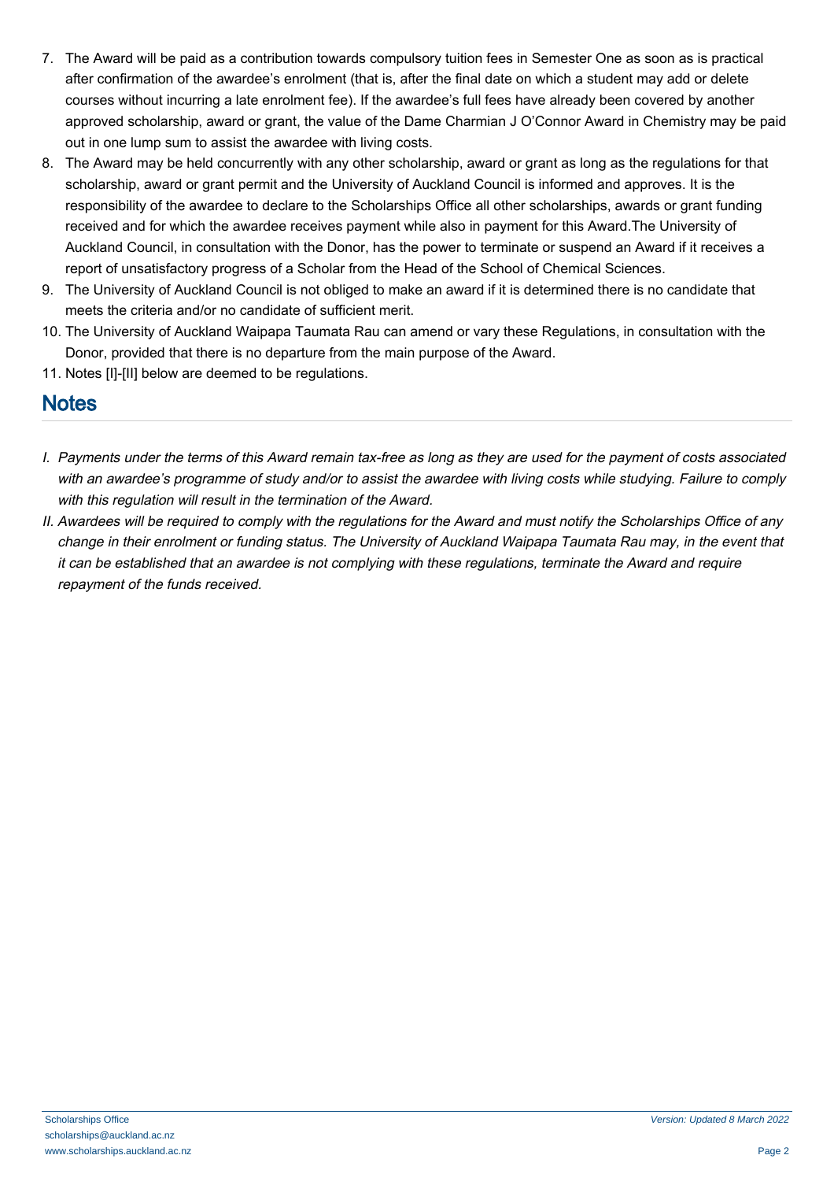7. The Award will be paid as a contribution towards compulsory tuition fees in Semester One as soon as is practical after confirmation of the awardee's enrolment (that is, after the final date on which a student may add or delete courses without incurring a late enrolment fee). If the awardee's full fees have already been covered by another approved scholarship, award or grant, the value of the Dame Charmian J O'Connor Award in Chemistry may be paid out in one lump sum to assist the awardee with living costs.
8. The Award may be held concurrently with any other scholarship, award or grant as long as the regulations for that scholarship, award or grant permit and the University of Auckland Council is informed and approves. It is the responsibility of the awardee to declare to the Scholarships Office all other scholarships, awards or grant funding received and for which the awardee receives payment while also in payment for this Award.The University of Auckland Council, in consultation with the Donor, has the power to terminate or suspend an Award if it receives a report of unsatisfactory progress of a Scholar from the Head of the School of Chemical Sciences.
9. The University of Auckland Council is not obliged to make an award if it is determined there is no candidate that meets the criteria and/or no candidate of sufficient merit.
10. The University of Auckland Waipapa Taumata Rau can amend or vary these Regulations, in consultation with the Donor, provided that there is no departure from the main purpose of the Award.
11. Notes [I]-[II] below are deemed to be regulations.

## Notes

*I. Payments under the terms of this Award remain tax-free as long as they are used for the payment of costs associated with an awardee's programme of study and/or to assist the awardee with living costs while studying. Failure to comply with this regulation will result in the termination of the Award.*

*II. Awardees will be required to comply with the regulations for the Award and must notify the Scholarships Office of any change in their enrolment or funding status. The University of Auckland Waipapa Taumata Rau may, in the event that it can be established that an awardee is not complying with these regulations, terminate the Award and require repayment of the funds received.*

Scholarships Office
scholarships@auckland.ac.nz
www.scholarships.auckland.ac.nz

*Version: Updated 8 March 2022*